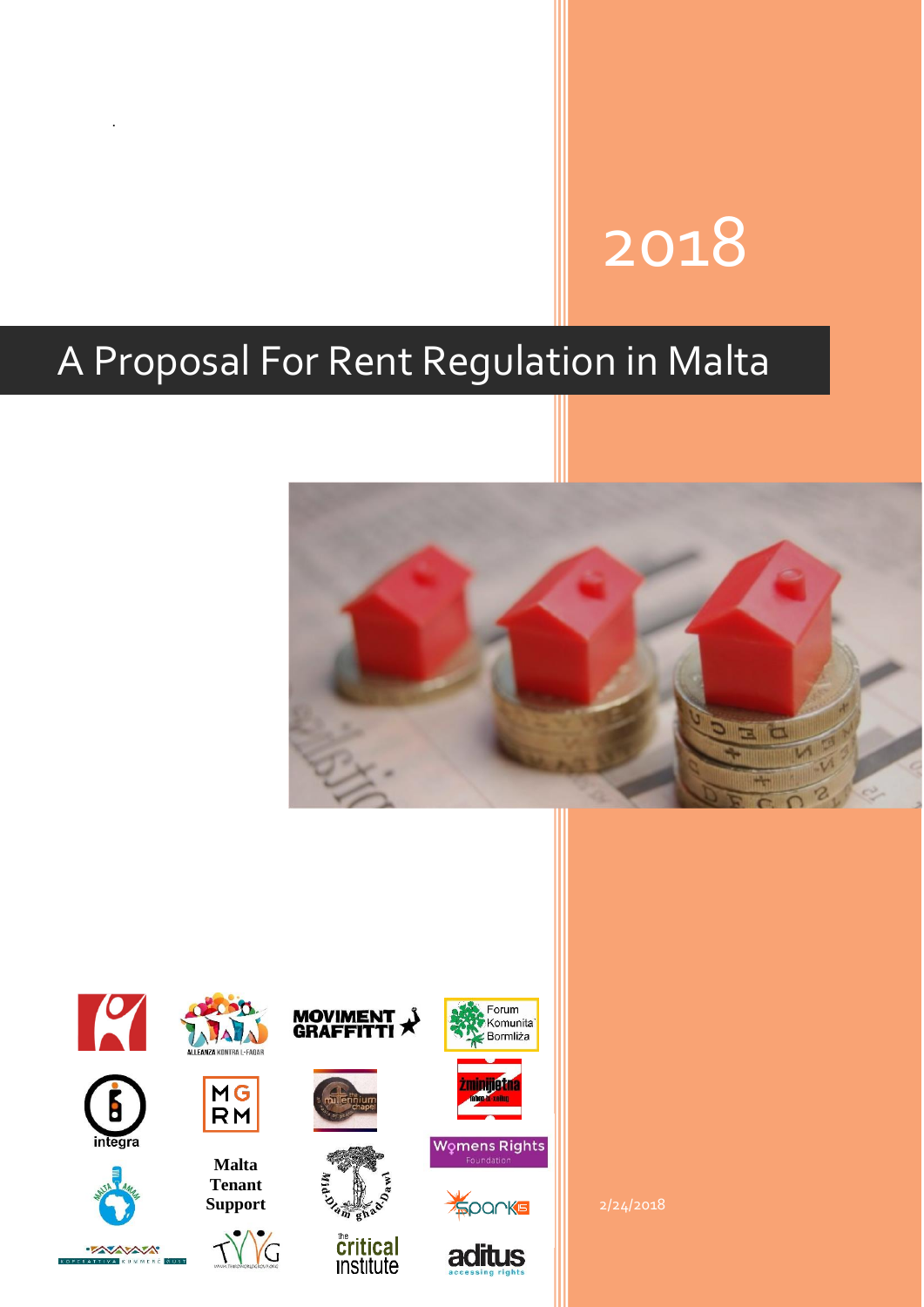2018

# A Proposal For Rent Regulation in Malta

ALLEANZA KONTRA L-FAQAR

MOVIMENT GRAFFITTI

Forum Komunità Bormliża

integra

MGRM

the millennium chapel

Żminijietna

Womens Rights Foundation

Malta Tenant Support

Mid-Dlam għad-Dawl

Spark15

the critical institute

aditus accessing rights

2/24/2018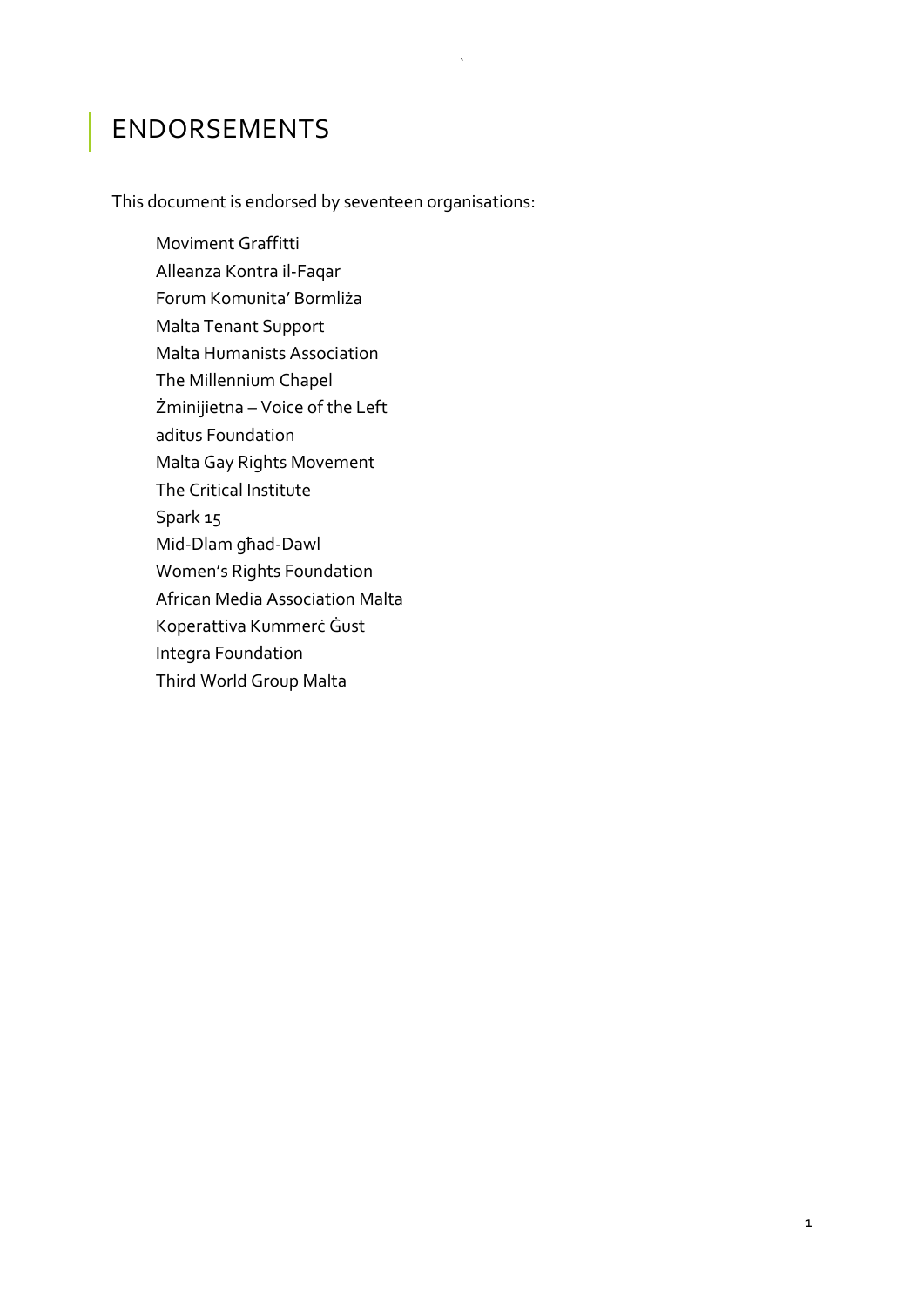# ENDORSEMENTS

This document is endorsed by seventeen organisations:

Moviment Graffitti
Alleanza Kontra il-Faqar
Forum Komunita' Bormliża
Malta Tenant Support
Malta Humanists Association
The Millennium Chapel
Żminijietna – Voice of the Left
aditus Foundation
Malta Gay Rights Movement
The Critical Institute
Spark 15
Mid-Dlam għad-Dawl
Women's Rights Foundation
African Media Association Malta
Koperattiva Kummerċ Ġust
Integra Foundation
Third World Group Malta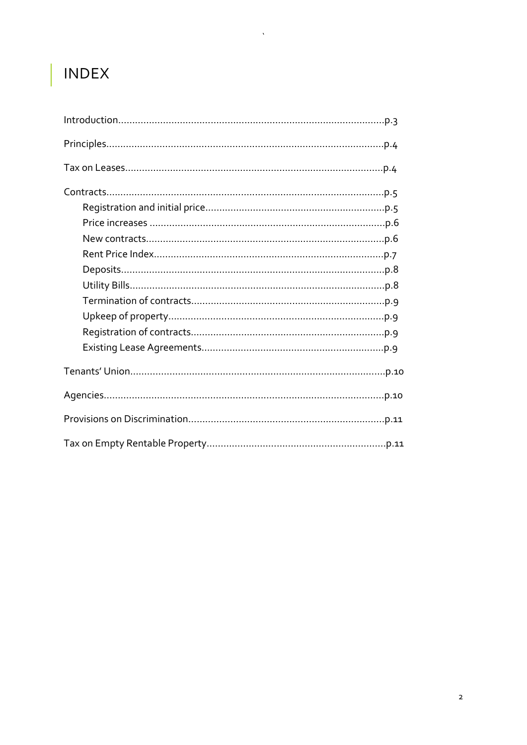# INDEX

Introduction.................................................................................................p.3

Principles.....................................................................................................p.4

Tax on Leases..............................................................................................p.4

Contracts......................................................................................................p.5

- Registration and initial price.................................................................p.5
- Price increases .......................................................................................p.6
- New contracts.........................................................................................p.6
- Rent Price Index.....................................................................................p.7
- Deposits..................................................................................................p.8
- Utility Bills..............................................................................................p.8
- Termination of contracts........................................................................p.9
- Upkeep of property................................................................................p.9
- Registration of contracts........................................................................p.9
- Existing Lease Agreements....................................................................p.9

Tenants' Union.............................................................................................p.10

Agencies.......................................................................................................p.10

Provisions on Discrimination........................................................................p.11

Tax on Empty Rentable Property..................................................................p.11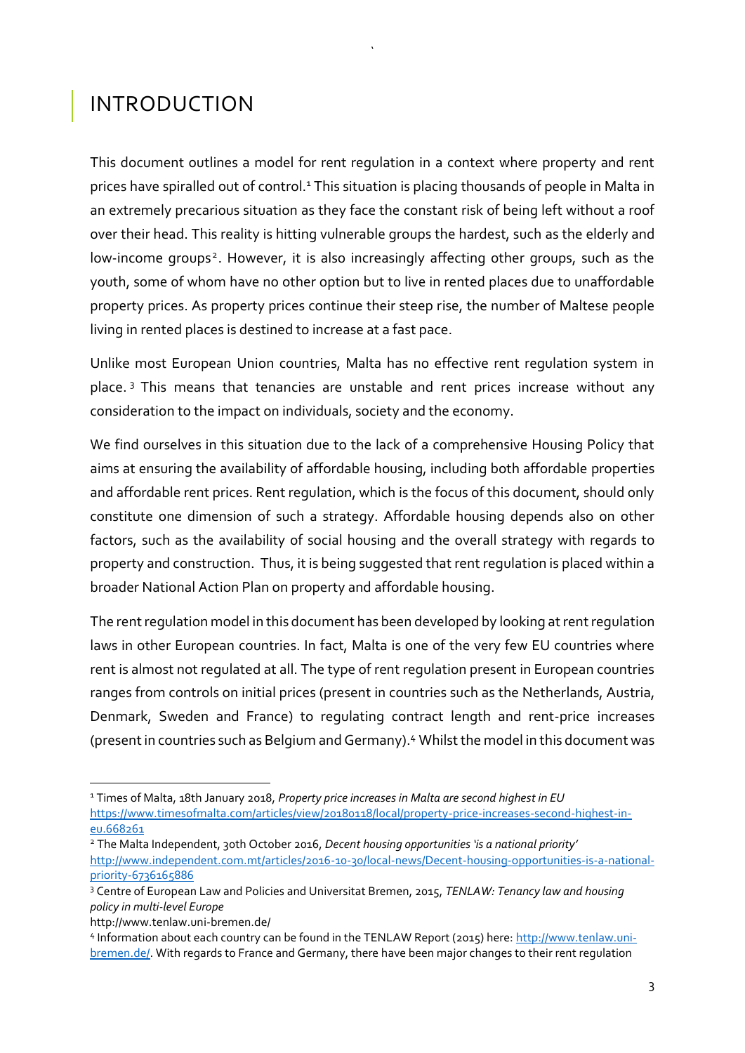# INTRODUCTION

This document outlines a model for rent regulation in a context where property and rent prices have spiralled out of control.[1] This situation is placing thousands of people in Malta in an extremely precarious situation as they face the constant risk of being left without a roof over their head. This reality is hitting vulnerable groups the hardest, such as the elderly and low-income groups[2]. However, it is also increasingly affecting other groups, such as the youth, some of whom have no other option but to live in rented places due to unaffordable property prices. As property prices continue their steep rise, the number of Maltese people living in rented places is destined to increase at a fast pace.

Unlike most European Union countries, Malta has no effective rent regulation system in place.[3] This means that tenancies are unstable and rent prices increase without any consideration to the impact on individuals, society and the economy.

We find ourselves in this situation due to the lack of a comprehensive Housing Policy that aims at ensuring the availability of affordable housing, including both affordable properties and affordable rent prices. Rent regulation, which is the focus of this document, should only constitute one dimension of such a strategy. Affordable housing depends also on other factors, such as the availability of social housing and the overall strategy with regards to property and construction. Thus, it is being suggested that rent regulation is placed within a broader National Action Plan on property and affordable housing.

The rent regulation model in this document has been developed by looking at rent regulation laws in other European countries. In fact, Malta is one of the very few EU countries where rent is almost not regulated at all. The type of rent regulation present in European countries ranges from controls on initial prices (present in countries such as the Netherlands, Austria, Denmark, Sweden and France) to regulating contract length and rent-price increases (present in countries such as Belgium and Germany).[4] Whilst the model in this document was

---

[1] Times of Malta, 18th January 2018, *Property price increases in Malta are second highest in EU* https://www.timesofmalta.com/articles/view/20180118/local/property-price-increases-second-highest-in-eu.668261

[2] The Malta Independent, 30th October 2016, *Decent housing opportunities 'is a national priority'* http://www.independent.com.mt/articles/2016-10-30/local-news/Decent-housing-opportunities-is-a-national-priority-6736165886

[3] Centre of European Law and Policies and Universitat Bremen, 2015, *TENLAW: Tenancy law and housing policy in multi-level Europe* http://www.tenlaw.uni-bremen.de/

[4] Information about each country can be found in the TENLAW Report (2015) here: http://www.tenlaw.uni-bremen.de/. With regards to France and Germany, there have been major changes to their rent regulation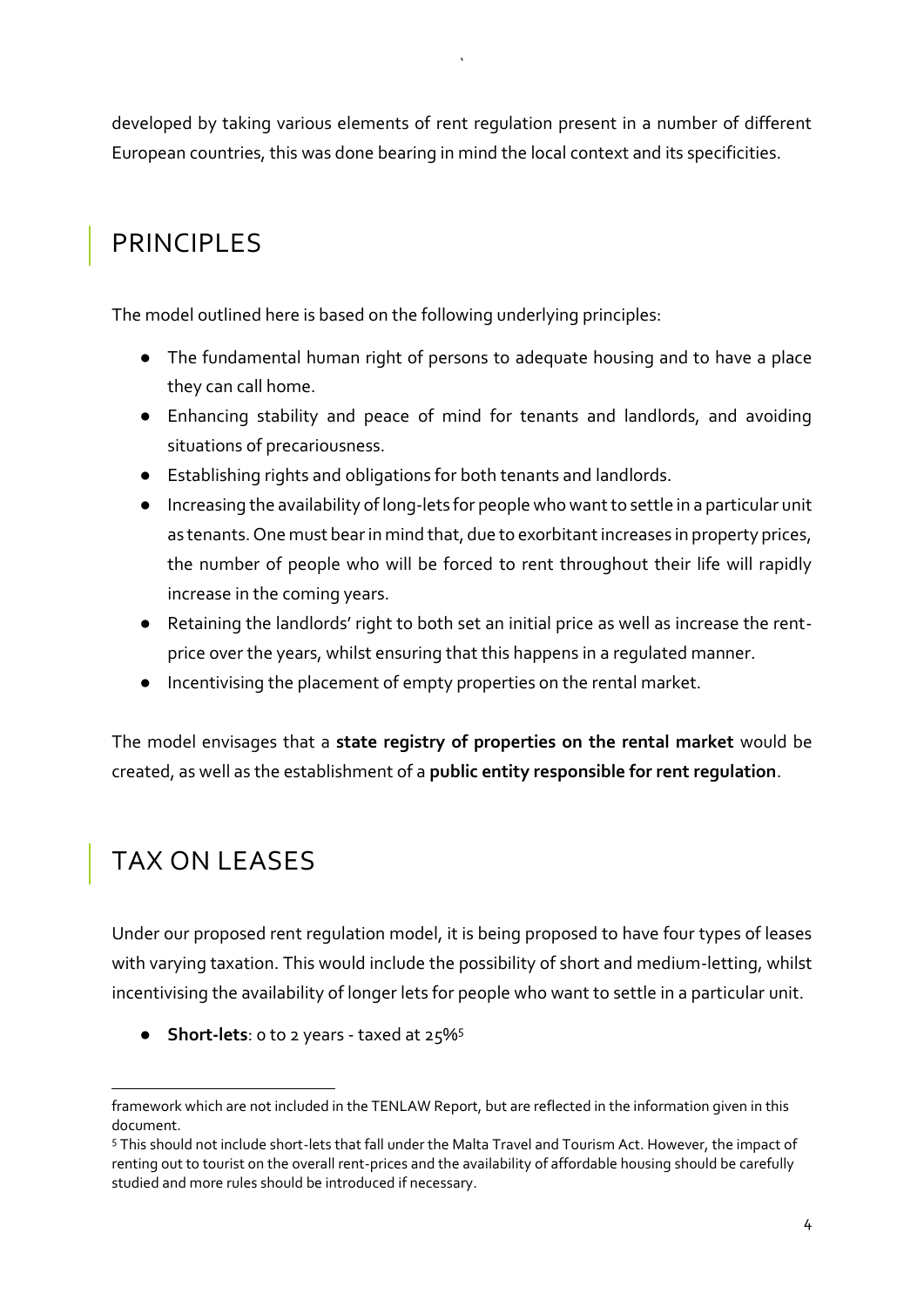developed by taking various elements of rent regulation present in a number of different European countries, this was done bearing in mind the local context and its specificities.

## PRINCIPLES

The model outlined here is based on the following underlying principles:

- The fundamental human right of persons to adequate housing and to have a place they can call home.
- Enhancing stability and peace of mind for tenants and landlords, and avoiding situations of precariousness.
- Establishing rights and obligations for both tenants and landlords.
- Increasing the availability of long-lets for people who want to settle in a particular unit as tenants. One must bear in mind that, due to exorbitant increases in property prices, the number of people who will be forced to rent throughout their life will rapidly increase in the coming years.
- Retaining the landlords' right to both set an initial price as well as increase the rent-price over the years, whilst ensuring that this happens in a regulated manner.
- Incentivising the placement of empty properties on the rental market.

The model envisages that a **state registry of properties on the rental market** would be created, as well as the establishment of a **public entity responsible for rent regulation**.

## TAX ON LEASES

Under our proposed rent regulation model, it is being proposed to have four types of leases with varying taxation. This would include the possibility of short and medium-letting, whilst incentivising the availability of longer lets for people who want to settle in a particular unit.

- **Short-lets**: 0 to 2 years - taxed at 25%[5]

---

framework which are not included in the TENLAW Report, but are reflected in the information given in this document.

[5] This should not include short-lets that fall under the Malta Travel and Tourism Act. However, the impact of renting out to tourist on the overall rent-prices and the availability of affordable housing should be carefully studied and more rules should be introduced if necessary.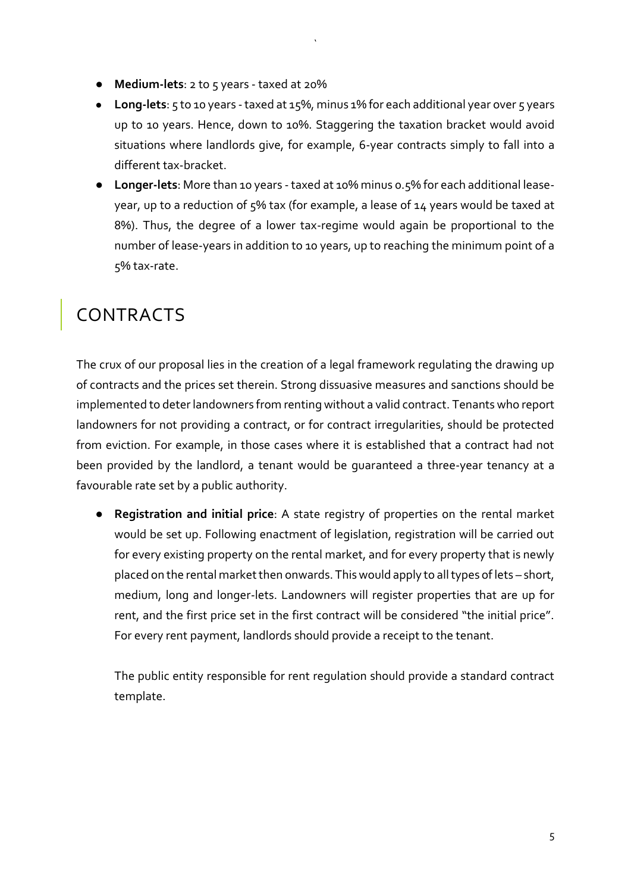- **Medium-lets**: 2 to 5 years - taxed at 20%
- **Long-lets**: 5 to 10 years - taxed at 15%, minus 1% for each additional year over 5 years up to 10 years. Hence, down to 10%. Staggering the taxation bracket would avoid situations where landlords give, for example, 6-year contracts simply to fall into a different tax-bracket.
- **Longer-lets**: More than 10 years - taxed at 10% minus 0.5% for each additional lease-year, up to a reduction of 5% tax (for example, a lease of 14 years would be taxed at 8%). Thus, the degree of a lower tax-regime would again be proportional to the number of lease-years in addition to 10 years, up to reaching the minimum point of a 5% tax-rate.

## CONTRACTS

The crux of our proposal lies in the creation of a legal framework regulating the drawing up of contracts and the prices set therein. Strong dissuasive measures and sanctions should be implemented to deter landowners from renting without a valid contract. Tenants who report landowners for not providing a contract, or for contract irregularities, should be protected from eviction. For example, in those cases where it is established that a contract had not been provided by the landlord, a tenant would be guaranteed a three-year tenancy at a favourable rate set by a public authority.

- **Registration and initial price**: A state registry of properties on the rental market would be set up. Following enactment of legislation, registration will be carried out for every existing property on the rental market, and for every property that is newly placed on the rental market then onwards. This would apply to all types of lets – short, medium, long and longer-lets. Landowners will register properties that are up for rent, and the first price set in the first contract will be considered "the initial price". For every rent payment, landlords should provide a receipt to the tenant.

  The public entity responsible for rent regulation should provide a standard contract template.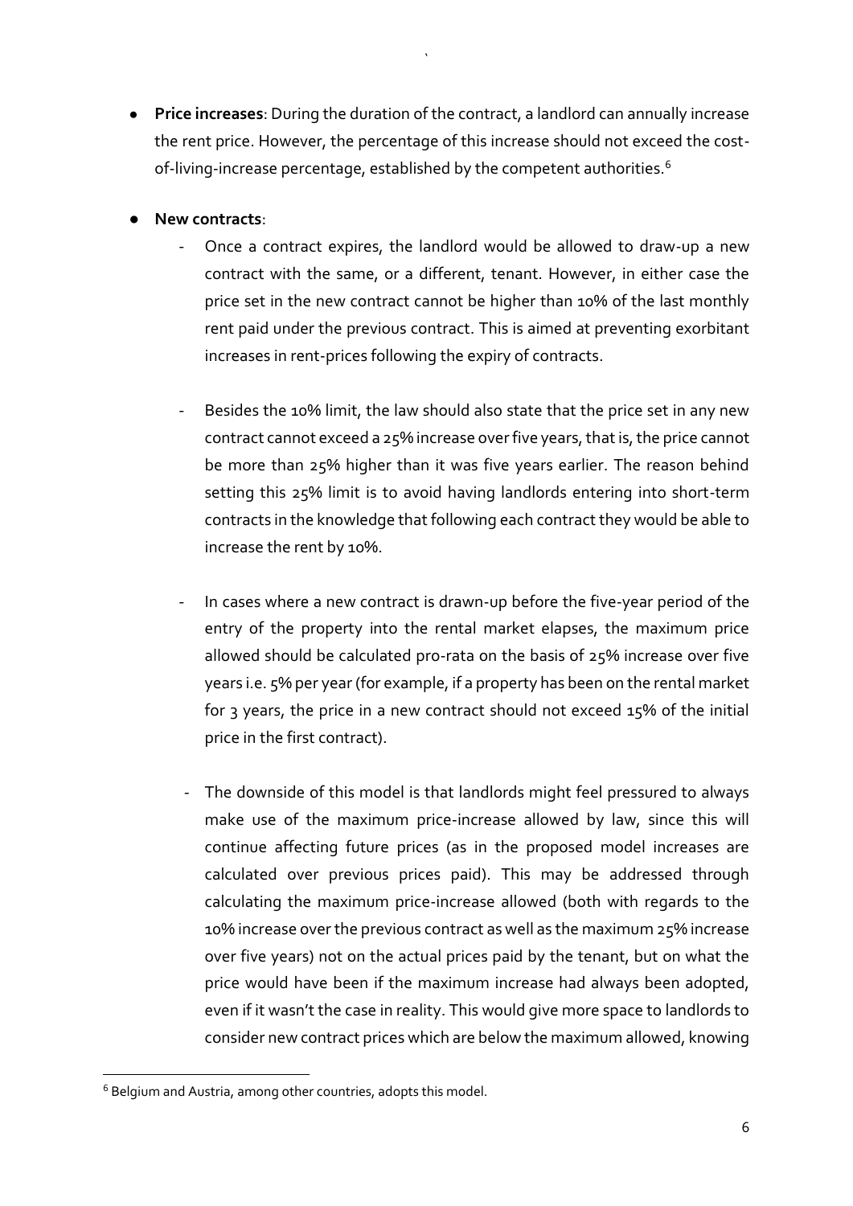- **Price increases**: During the duration of the contract, a landlord can annually increase the rent price. However, the percentage of this increase should not exceed the cost-of-living-increase percentage, established by the competent authorities.[6]

- **New contracts**:
  - Once a contract expires, the landlord would be allowed to draw-up a new contract with the same, or a different, tenant. However, in either case the price set in the new contract cannot be higher than 10% of the last monthly rent paid under the previous contract. This is aimed at preventing exorbitant increases in rent-prices following the expiry of contracts.

  - Besides the 10% limit, the law should also state that the price set in any new contract cannot exceed a 25% increase over five years, that is, the price cannot be more than 25% higher than it was five years earlier. The reason behind setting this 25% limit is to avoid having landlords entering into short-term contracts in the knowledge that following each contract they would be able to increase the rent by 10%.

  - In cases where a new contract is drawn-up before the five-year period of the entry of the property into the rental market elapses, the maximum price allowed should be calculated pro-rata on the basis of 25% increase over five years i.e. 5% per year (for example, if a property has been on the rental market for 3 years, the price in a new contract should not exceed 15% of the initial price in the first contract).

  - The downside of this model is that landlords might feel pressured to always make use of the maximum price-increase allowed by law, since this will continue affecting future prices (as in the proposed model increases are calculated over previous prices paid). This may be addressed through calculating the maximum price-increase allowed (both with regards to the 10% increase over the previous contract as well as the maximum 25% increase over five years) not on the actual prices paid by the tenant, but on what the price would have been if the maximum increase had always been adopted, even if it wasn't the case in reality. This would give more space to landlords to consider new contract prices which are below the maximum allowed, knowing

[6] Belgium and Austria, among other countries, adopts this model.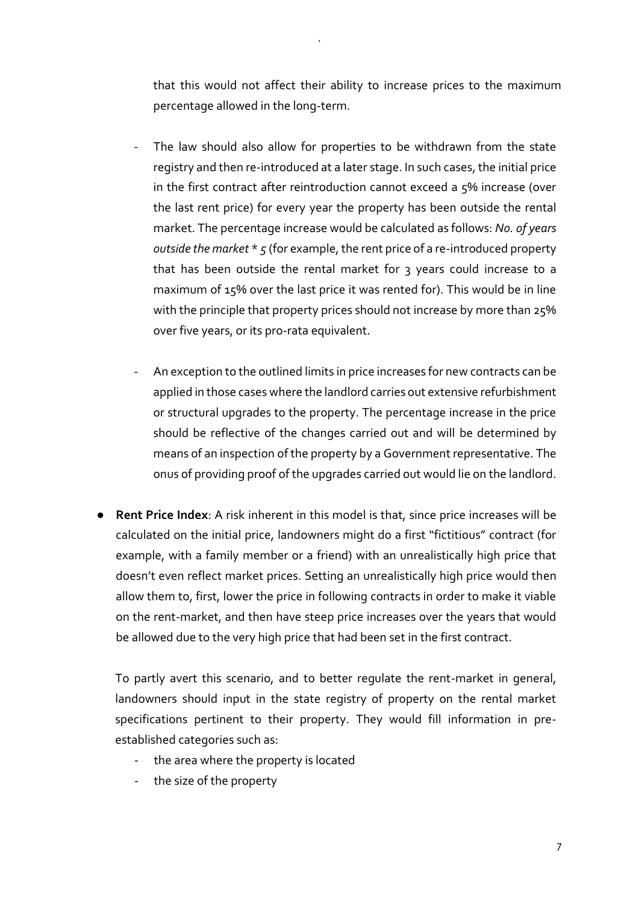that this would not affect their ability to increase prices to the maximum percentage allowed in the long-term.

- The law should also allow for properties to be withdrawn from the state registry and then re-introduced at a later stage. In such cases, the initial price in the first contract after reintroduction cannot exceed a 5% increase (over the last rent price) for every year the property has been outside the rental market. The percentage increase would be calculated as follows: *No. of years outside the market * 5* (for example, the rent price of a re-introduced property that has been outside the rental market for 3 years could increase to a maximum of 15% over the last price it was rented for). This would be in line with the principle that property prices should not increase by more than 25% over five years, or its pro-rata equivalent.

- An exception to the outlined limits in price increases for new contracts can be applied in those cases where the landlord carries out extensive refurbishment or structural upgrades to the property. The percentage increase in the price should be reflective of the changes carried out and will be determined by means of an inspection of the property by a Government representative. The onus of providing proof of the upgrades carried out would lie on the landlord.

- **Rent Price Index**: A risk inherent in this model is that, since price increases will be calculated on the initial price, landowners might do a first "fictitious" contract (for example, with a family member or a friend) with an unrealistically high price that doesn't even reflect market prices. Setting an unrealistically high price would then allow them to, first, lower the price in following contracts in order to make it viable on the rent-market, and then have steep price increases over the years that would be allowed due to the very high price that had been set in the first contract.

  To partly avert this scenario, and to better regulate the rent-market in general, landowners should input in the state registry of property on the rental market specifications pertinent to their property. They would fill information in pre-established categories such as:

  - the area where the property is located
  - the size of the property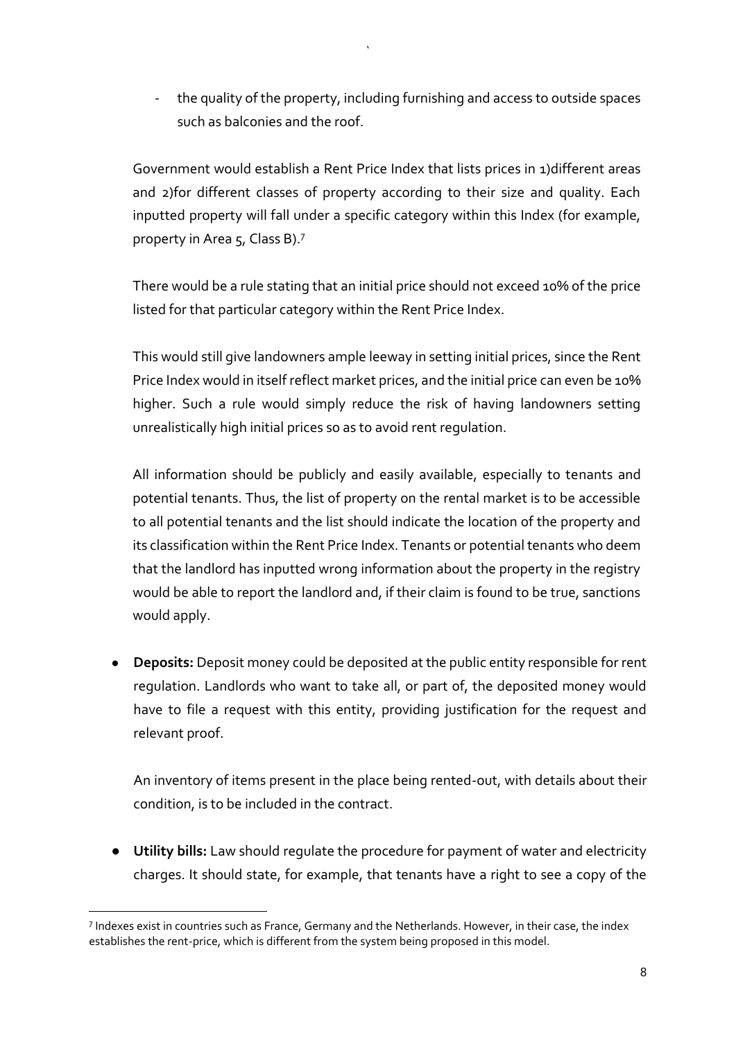- the quality of the property, including furnishing and access to outside spaces such as balconies and the roof.

Government would establish a Rent Price Index that lists prices in 1)different areas and 2)for different classes of property according to their size and quality. Each inputted property will fall under a specific category within this Index (for example, property in Area 5, Class B).[7]

There would be a rule stating that an initial price should not exceed 10% of the price listed for that particular category within the Rent Price Index.

This would still give landowners ample leeway in setting initial prices, since the Rent Price Index would in itself reflect market prices, and the initial price can even be 10% higher. Such a rule would simply reduce the risk of having landowners setting unrealistically high initial prices so as to avoid rent regulation.

All information should be publicly and easily available, especially to tenants and potential tenants. Thus, the list of property on the rental market is to be accessible to all potential tenants and the list should indicate the location of the property and its classification within the Rent Price Index. Tenants or potential tenants who deem that the landlord has inputted wrong information about the property in the registry would be able to report the landlord and, if their claim is found to be true, sanctions would apply.

- **Deposits:** Deposit money could be deposited at the public entity responsible for rent regulation. Landlords who want to take all, or part of, the deposited money would have to file a request with this entity, providing justification for the request and relevant proof.

  An inventory of items present in the place being rented-out, with details about their condition, is to be included in the contract.

- **Utility bills:** Law should regulate the procedure for payment of water and electricity charges. It should state, for example, that tenants have a right to see a copy of the

[7] Indexes exist in countries such as France, Germany and the Netherlands. However, in their case, the index establishes the rent-price, which is different from the system being proposed in this model.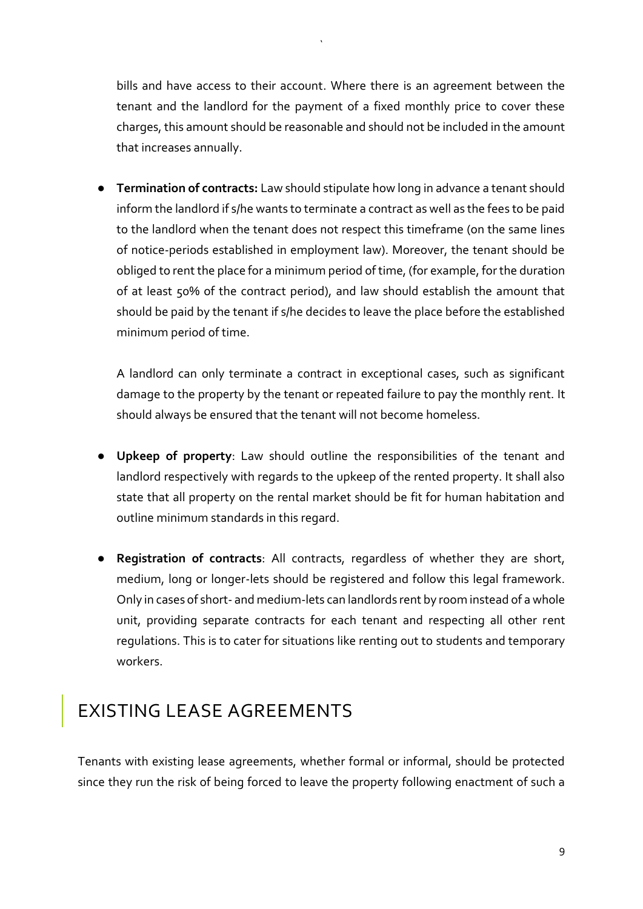bills and have access to their account. Where there is an agreement between the tenant and the landlord for the payment of a fixed monthly price to cover these charges, this amount should be reasonable and should not be included in the amount that increases annually.

- **Termination of contracts:** Law should stipulate how long in advance a tenant should inform the landlord if s/he wants to terminate a contract as well as the fees to be paid to the landlord when the tenant does not respect this timeframe (on the same lines of notice-periods established in employment law). Moreover, the tenant should be obliged to rent the place for a minimum period of time, (for example, for the duration of at least 50% of the contract period), and law should establish the amount that should be paid by the tenant if s/he decides to leave the place before the established minimum period of time.

  A landlord can only terminate a contract in exceptional cases, such as significant damage to the property by the tenant or repeated failure to pay the monthly rent. It should always be ensured that the tenant will not become homeless.

- **Upkeep of property**: Law should outline the responsibilities of the tenant and landlord respectively with regards to the upkeep of the rented property. It shall also state that all property on the rental market should be fit for human habitation and outline minimum standards in this regard.

- **Registration of contracts**: All contracts, regardless of whether they are short, medium, long or longer-lets should be registered and follow this legal framework. Only in cases of short- and medium-lets can landlords rent by room instead of a whole unit, providing separate contracts for each tenant and respecting all other rent regulations. This is to cater for situations like renting out to students and temporary workers.

## EXISTING LEASE AGREEMENTS

Tenants with existing lease agreements, whether formal or informal, should be protected since they run the risk of being forced to leave the property following enactment of such a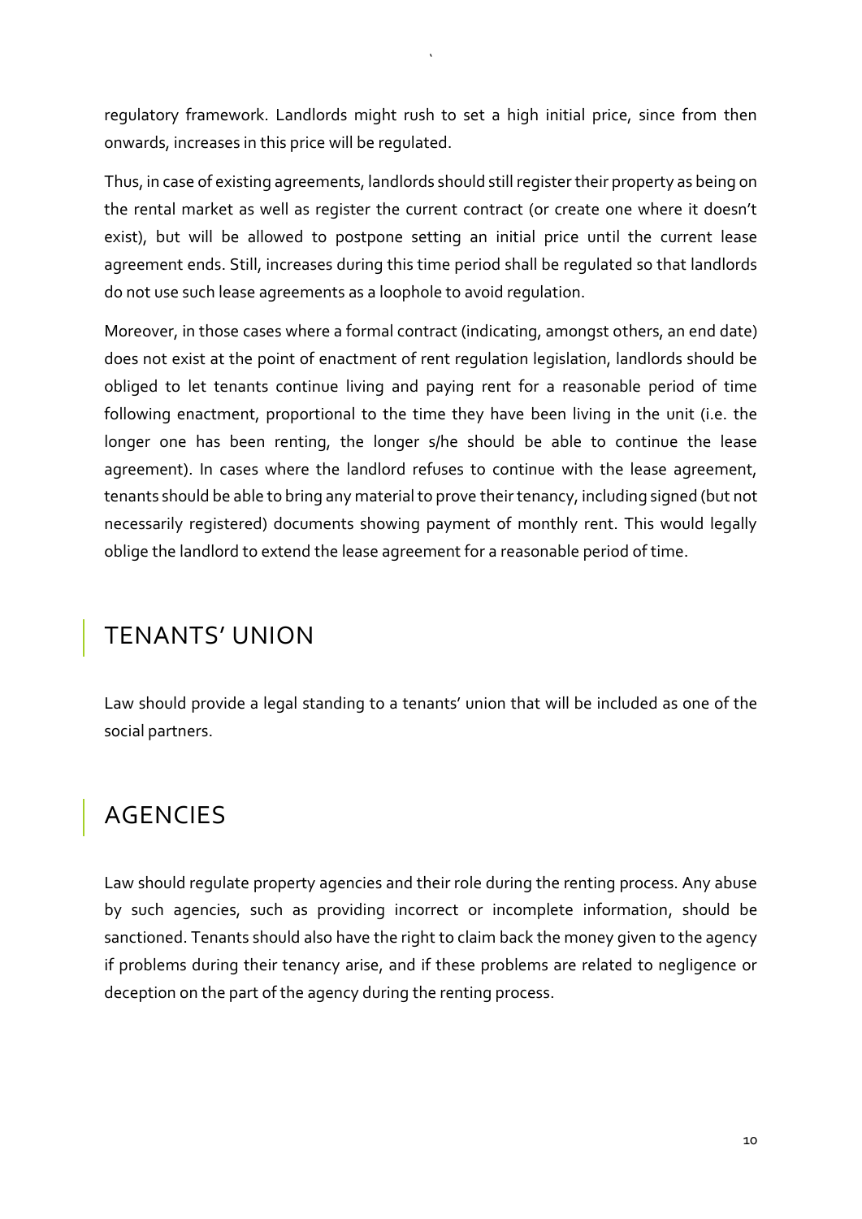regulatory framework. Landlords might rush to set a high initial price, since from then onwards, increases in this price will be regulated.

Thus, in case of existing agreements, landlords should still register their property as being on the rental market as well as register the current contract (or create one where it doesn't exist), but will be allowed to postpone setting an initial price until the current lease agreement ends. Still, increases during this time period shall be regulated so that landlords do not use such lease agreements as a loophole to avoid regulation.

Moreover, in those cases where a formal contract (indicating, amongst others, an end date) does not exist at the point of enactment of rent regulation legislation, landlords should be obliged to let tenants continue living and paying rent for a reasonable period of time following enactment, proportional to the time they have been living in the unit (i.e. the longer one has been renting, the longer s/he should be able to continue the lease agreement). In cases where the landlord refuses to continue with the lease agreement, tenants should be able to bring any material to prove their tenancy, including signed (but not necessarily registered) documents showing payment of monthly rent. This would legally oblige the landlord to extend the lease agreement for a reasonable period of time.

## TENANTS' UNION

Law should provide a legal standing to a tenants' union that will be included as one of the social partners.

## AGENCIES

Law should regulate property agencies and their role during the renting process. Any abuse by such agencies, such as providing incorrect or incomplete information, should be sanctioned. Tenants should also have the right to claim back the money given to the agency if problems during their tenancy arise, and if these problems are related to negligence or deception on the part of the agency during the renting process.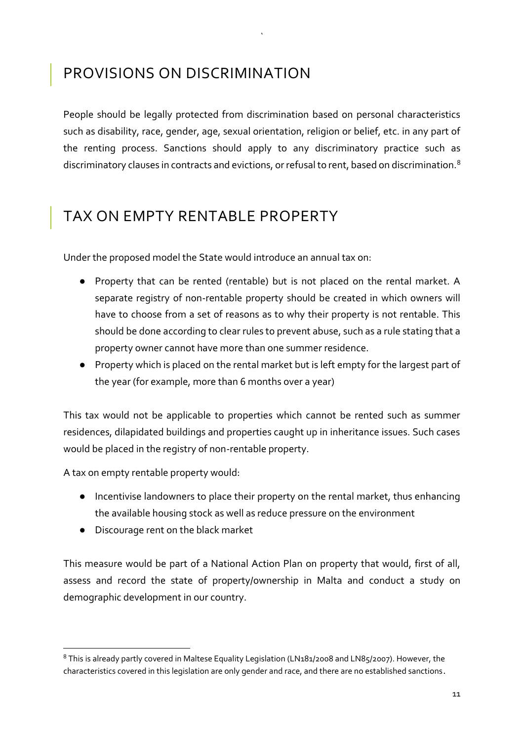## PROVISIONS ON DISCRIMINATION

People should be legally protected from discrimination based on personal characteristics such as disability, race, gender, age, sexual orientation, religion or belief, etc. in any part of the renting process. Sanctions should apply to any discriminatory practice such as discriminatory clauses in contracts and evictions, or refusal to rent, based on discrimination.[8]

## TAX ON EMPTY RENTABLE PROPERTY

Under the proposed model the State would introduce an annual tax on:

- Property that can be rented (rentable) but is not placed on the rental market. A separate registry of non-rentable property should be created in which owners will have to choose from a set of reasons as to why their property is not rentable. This should be done according to clear rules to prevent abuse, such as a rule stating that a property owner cannot have more than one summer residence.
- Property which is placed on the rental market but is left empty for the largest part of the year (for example, more than 6 months over a year)

This tax would not be applicable to properties which cannot be rented such as summer residences, dilapidated buildings and properties caught up in inheritance issues. Such cases would be placed in the registry of non-rentable property.

A tax on empty rentable property would:

- Incentivise landowners to place their property on the rental market, thus enhancing the available housing stock as well as reduce pressure on the environment
- Discourage rent on the black market

This measure would be part of a National Action Plan on property that would, first of all, assess and record the state of property/ownership in Malta and conduct a study on demographic development in our country.

[8] This is already partly covered in Maltese Equality Legislation (LN181/2008 and LN85/2007). However, the characteristics covered in this legislation are only gender and race, and there are no established sanctions.